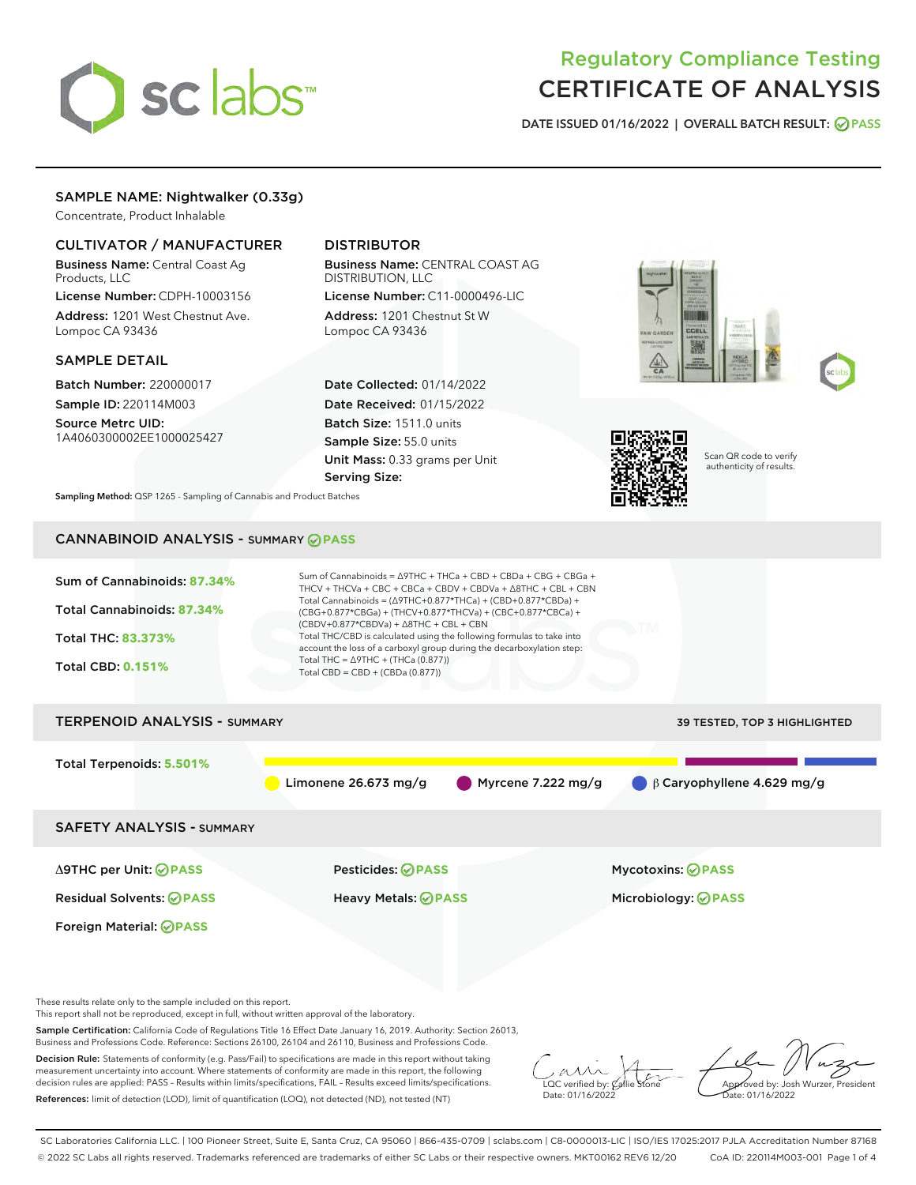# Regulatory Compliance Testing
# CERTIFICATE OF ANALYSIS

DATE ISSUED 01/16/2022 | OVERALL BATCH RESULT: PASS

## SAMPLE NAME: Nightwalker (0.33g)

Concentrate, Product Inhalable

### CULTIVATOR / MANUFACTURER

**Business Name:** Central Coast Ag Products, LLC

**License Number:** CDPH-10003156

**Address:** 1201 West Chestnut Ave. Lompoc CA 93436

### DISTRIBUTOR

**Business Name:** CENTRAL COAST AG DISTRIBUTION, LLC

**License Number:** C11-0000496-LIC

**Address:** 1201 Chestnut St W Lompoc CA 93436

### SAMPLE DETAIL

**Batch Number:** 220000017

**Sample ID:** 220114M003

**Source Metrc UID:** 1A4060300002EE1000025427

**Date Collected:** 01/14/2022

**Date Received:** 01/15/2022

**Batch Size:** 1511.0 units

**Sample Size:** 55.0 units

**Unit Mass:** 0.33 grams per Unit

**Serving Size:**

Scan QR code to verify authenticity of results.

**Sampling Method:** QSP 1265 - Sampling of Cannabis and Product Batches

## CANNABINOID ANALYSIS - SUMMARY PASS

Sum of Cannabinoids: **87.34%**

Total Cannabinoids: **87.34%**

Total THC: **83.373%**

Total CBD: **0.151%**

Sum of Cannabinoids = Δ9THC + THCa + CBD + CBDa + CBG + CBGa + THCV + THCVa + CBC + CBCa + CBDV + CBDVa + Δ8THC + CBL + CBN

Total Cannabinoids = (Δ9THC+0.877*THCa) + (CBD+0.877*CBDa) + (CBG+0.877*CBGa) + (THCV+0.877*THCVa) + (CBC+0.877*CBCa) + (CBDV+0.877*CBDVa) + Δ8THC + CBL + CBN

Total THC/CBD is calculated using the following formulas to take into account the loss of a carboxyl group during the decarboxylation step:

Total THC = Δ9THC + (THCa (0.877))

Total CBD = CBD + (CBDa (0.877))

## TERPENOID ANALYSIS - SUMMARY

39 TESTED, TOP 3 HIGHLIGHTED

Total Terpenoids: **5.501%**

Limonene 26.673 mg/g | Myrcene 7.222 mg/g | β Caryophyllene 4.629 mg/g

## SAFETY ANALYSIS - SUMMARY

| | | |
|---|---|---|
| Δ9THC per Unit: PASS | Pesticides: PASS | Mycotoxins: PASS |
| Residual Solvents: PASS | Heavy Metals: PASS | Microbiology: PASS |
| Foreign Material: PASS | | |

These results relate only to the sample included on this report.
This report shall not be reproduced, except in full, without written approval of the laboratory.

**Sample Certification:** California Code of Regulations Title 16 Effect Date January 16, 2019. Authority: Section 26013, Business and Professions Code. Reference: Sections 26100, 26104 and 26110, Business and Professions Code.

**Decision Rule:** Statements of conformity (e.g. Pass/Fail) to specifications are made in this report without taking measurement uncertainty into account. Where statements of conformity are made in this report, the following decision rules are applied: PASS - Results within limits/specifications, FAIL - Results exceed limits/specifications.

**References:** limit of detection (LOD), limit of quantification (LOQ), not detected (ND), not tested (NT)

LQC verified by: Callie Stone
Date: 01/16/2022

Approved by: Josh Wurzer, President
Date: 01/16/2022

SC Laboratories California LLC. | 100 Pioneer Street, Suite E, Santa Cruz, CA 95060 | 866-435-0709 | sclabs.com | C8-0000013-LIC | ISO/IES 17025:2017 PJLA Accreditation Number 87168
© 2022 SC Labs all rights reserved. Trademarks referenced are trademarks of either SC Labs or their respective owners. MKT00162 REV6 12/20 CoA ID: 220114M003-001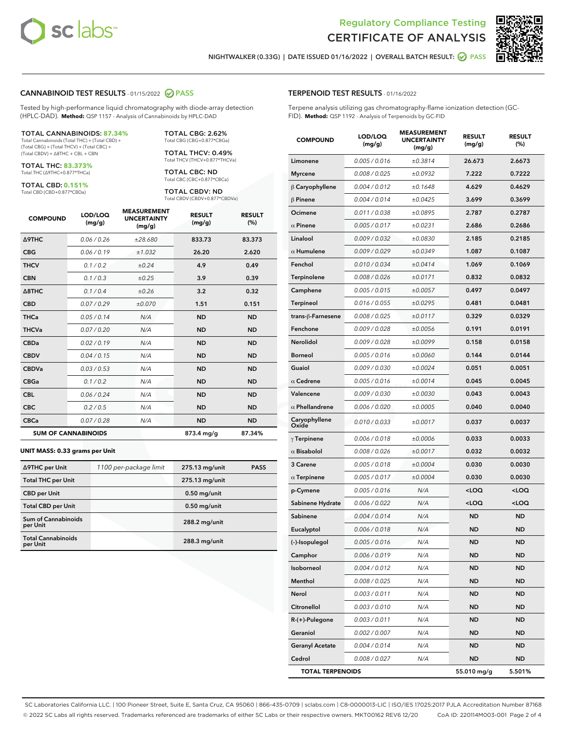# Regulatory Compliance Testing
# CERTIFICATE OF ANALYSIS

NIGHTWALKER (0.33G) | DATE ISSUED 01/16/2022 | OVERALL BATCH RESULT: PASS

## CANNABINOID TEST RESULTS - 01/15/2022 PASS

Tested by high-performance liquid chromatography with diode-array detection (HPLC-DAD). **Method:** QSP 1157 - Analysis of Cannabinoids by HPLC-DAD

**TOTAL CANNABINOIDS: 87.34%**
Total Cannabinoids (Total THC) + (Total CBD) + (Total CBG) + (Total THCV) + (Total CBC) + (Total CBDV) + Δ8THC + CBL + CBN

**TOTAL THC: 83.373%**
Total THC (Δ9THC+0.877*THCa)

**TOTAL CBD: 0.151%**
Total CBD (CBD+0.877*CBDa)

**TOTAL CBG: 2.62%**
Total CBG (CBG+0.877*CBGa)

**TOTAL THCV: 0.49%**
Total THCV (THCV+0.877*THCVa)

**TOTAL CBC: ND**
Total CBC (CBC+0.877*CBCa)

**TOTAL CBDV: ND**
Total CBDV (CBDV+0.877*CBDVa)

| COMPOUND | LOD/LOQ (mg/g) | MEASUREMENT UNCERTAINTY (mg/g) | RESULT (mg/g) | RESULT (%) |
|---|---|---|---|---|
| Δ9THC | 0.06 / 0.26 | ±28.680 | 833.73 | 83.373 |
| CBG | 0.06 / 0.19 | ±1.032 | 26.20 | 2.620 |
| THCV | 0.1 / 0.2 | ±0.24 | 4.9 | 0.49 |
| CBN | 0.1 / 0.3 | ±0.25 | 3.9 | 0.39 |
| Δ8THC | 0.1 / 0.4 | ±0.26 | 3.2 | 0.32 |
| CBD | 0.07 / 0.29 | ±0.070 | 1.51 | 0.151 |
| THCa | 0.05 / 0.14 | N/A | ND | ND |
| THCVa | 0.07 / 0.20 | N/A | ND | ND |
| CBDa | 0.02 / 0.19 | N/A | ND | ND |
| CBDV | 0.04 / 0.15 | N/A | ND | ND |
| CBDVa | 0.03 / 0.53 | N/A | ND | ND |
| CBGa | 0.1 / 0.2 | N/A | ND | ND |
| CBL | 0.06 / 0.24 | N/A | ND | ND |
| CBC | 0.2 / 0.5 | N/A | ND | ND |
| CBCa | 0.07 / 0.28 | N/A | ND | ND |
| **SUM OF CANNABINOIDS** | | | 873.4 mg/g | 87.34% |

### UNIT MASS: 0.33 grams per Unit

| | | | |
|---|---|---|---|
| Δ9THC per Unit | 1100 per-package limit | 275.13 mg/unit | PASS |
| Total THC per Unit | | 275.13 mg/unit | |
| CBD per Unit | | 0.50 mg/unit | |
| Total CBD per Unit | | 0.50 mg/unit | |
| Sum of Cannabinoids per Unit | | 288.2 mg/unit | |
| Total Cannabinoids per Unit | | 288.3 mg/unit | |

## TERPENOID TEST RESULTS - 01/16/2022

Terpene analysis utilizing gas chromatography-flame ionization detection (GC-FID). **Method:** QSP 1192 - Analysis of Terpenoids by GC-FID

| COMPOUND | LOD/LOQ (mg/g) | MEASUREMENT UNCERTAINTY (mg/g) | RESULT (mg/g) | RESULT (%) |
|---|---|---|---|---|
| Limonene | 0.005 / 0.016 | ±0.3814 | 26.673 | 2.6673 |
| Myrcene | 0.008 / 0.025 | ±0.0932 | 7.222 | 0.7222 |
| β Caryophyllene | 0.004 / 0.012 | ±0.1648 | 4.629 | 0.4629 |
| β Pinene | 0.004 / 0.014 | ±0.0425 | 3.699 | 0.3699 |
| Ocimene | 0.011 / 0.038 | ±0.0895 | 2.787 | 0.2787 |
| α Pinene | 0.005 / 0.017 | ±0.0231 | 2.686 | 0.2686 |
| Linalool | 0.009 / 0.032 | ±0.0830 | 2.185 | 0.2185 |
| α Humulene | 0.009 / 0.029 | ±0.0349 | 1.087 | 0.1087 |
| Fenchol | 0.010 / 0.034 | ±0.0414 | 1.069 | 0.1069 |
| Terpinolene | 0.008 / 0.026 | ±0.0171 | 0.832 | 0.0832 |
| Camphene | 0.005 / 0.015 | ±0.0057 | 0.497 | 0.0497 |
| Terpineol | 0.016 / 0.055 | ±0.0295 | 0.481 | 0.0481 |
| trans-β-Farnesene | 0.008 / 0.025 | ±0.0117 | 0.329 | 0.0329 |
| Fenchone | 0.009 / 0.028 | ±0.0056 | 0.191 | 0.0191 |
| Nerolidol | 0.009 / 0.028 | ±0.0099 | 0.158 | 0.0158 |
| Borneol | 0.005 / 0.016 | ±0.0060 | 0.144 | 0.0144 |
| Guaiol | 0.009 / 0.030 | ±0.0024 | 0.051 | 0.0051 |
| α Cedrene | 0.005 / 0.016 | ±0.0014 | 0.045 | 0.0045 |
| Valencene | 0.009 / 0.030 | ±0.0030 | 0.043 | 0.0043 |
| α Phellandrene | 0.006 / 0.020 | ±0.0005 | 0.040 | 0.0040 |
| Caryophyllene Oxide | 0.010 / 0.033 | ±0.0017 | 0.037 | 0.0037 |
| γ Terpinene | 0.006 / 0.018 | ±0.0006 | 0.033 | 0.0033 |
| α Bisabolol | 0.008 / 0.026 | ±0.0017 | 0.032 | 0.0032 |
| 3 Carene | 0.005 / 0.018 | ±0.0004 | 0.030 | 0.0030 |
| α Terpinene | 0.005 / 0.017 | ±0.0004 | 0.030 | 0.0030 |
| p-Cymene | 0.005 / 0.016 | N/A | <LOQ | <LOQ |
| Sabinene Hydrate | 0.006 / 0.022 | N/A | <LOQ | <LOQ |
| Sabinene | 0.004 / 0.014 | N/A | ND | ND |
| Eucalyptol | 0.006 / 0.018 | N/A | ND | ND |
| (-)-Isopulegol | 0.005 / 0.016 | N/A | ND | ND |
| Camphor | 0.006 / 0.019 | N/A | ND | ND |
| Isoborneol | 0.004 / 0.012 | N/A | ND | ND |
| Menthol | 0.008 / 0.025 | N/A | ND | ND |
| Nerol | 0.003 / 0.011 | N/A | ND | ND |
| Citronellol | 0.003 / 0.010 | N/A | ND | ND |
| R-(+)-Pulegone | 0.003 / 0.011 | N/A | ND | ND |
| Geraniol | 0.002 / 0.007 | N/A | ND | ND |
| Geranyl Acetate | 0.004 / 0.014 | N/A | ND | ND |
| Cedrol | 0.008 / 0.027 | N/A | ND | ND |
| **TOTAL TERPENOIDS** | | | 55.010 mg/g | 5.501% |

SC Laboratories California LLC. | 100 Pioneer Street, Suite E, Santa Cruz, CA 95060 | 866-435-0709 | sclabs.com | C8-0000013-LIC | ISO/IES 17025:2017 PJLA Accreditation Number 87168
© 2022 SC Labs all rights reserved. Trademarks referenced are trademarks of either SC Labs or their respective owners. MKT00162 REV6 12/20 CoA ID: 220114M003-001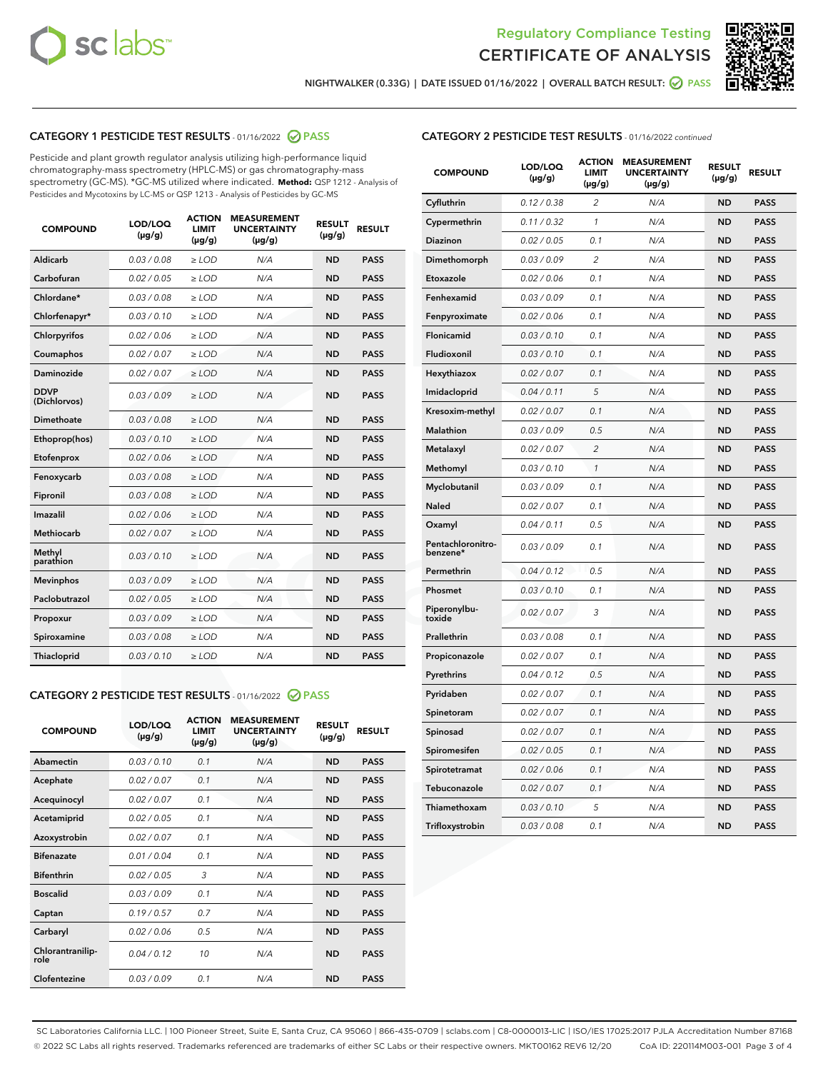Regulatory Compliance Testing
CERTIFICATE OF ANALYSIS

NIGHTWALKER (0.33G) | DATE ISSUED 01/16/2022 | OVERALL BATCH RESULT: PASS

## CATEGORY 1 PESTICIDE TEST RESULTS - 01/16/2022 PASS

Pesticide and plant growth regulator analysis utilizing high-performance liquid chromatography-mass spectrometry (HPLC-MS) or gas chromatography-mass spectrometry (GC-MS). *GC-MS utilized where indicated. **Method:** QSP 1212 - Analysis of Pesticides and Mycotoxins by LC-MS or QSP 1213 - Analysis of Pesticides by GC-MS

| COMPOUND | LOD/LOQ (µg/g) | ACTION LIMIT (µg/g) | MEASUREMENT UNCERTAINTY (µg/g) | RESULT (µg/g) | RESULT |
|---|---|---|---|---|---|
| Aldicarb | 0.03 / 0.08 | ≥ LOD | N/A | ND | PASS |
| Carbofuran | 0.02 / 0.05 | ≥ LOD | N/A | ND | PASS |
| Chlordane* | 0.03 / 0.08 | ≥ LOD | N/A | ND | PASS |
| Chlorfenapyr* | 0.03 / 0.10 | ≥ LOD | N/A | ND | PASS |
| Chlorpyrifos | 0.02 / 0.06 | ≥ LOD | N/A | ND | PASS |
| Coumaphos | 0.02 / 0.07 | ≥ LOD | N/A | ND | PASS |
| Daminozide | 0.02 / 0.07 | ≥ LOD | N/A | ND | PASS |
| DDVP (Dichlorvos) | 0.03 / 0.09 | ≥ LOD | N/A | ND | PASS |
| Dimethoate | 0.03 / 0.08 | ≥ LOD | N/A | ND | PASS |
| Ethoprop(hos) | 0.03 / 0.10 | ≥ LOD | N/A | ND | PASS |
| Etofenprox | 0.02 / 0.06 | ≥ LOD | N/A | ND | PASS |
| Fenoxycarb | 0.03 / 0.08 | ≥ LOD | N/A | ND | PASS |
| Fipronil | 0.03 / 0.08 | ≥ LOD | N/A | ND | PASS |
| Imazalil | 0.02 / 0.06 | ≥ LOD | N/A | ND | PASS |
| Methiocarb | 0.02 / 0.07 | ≥ LOD | N/A | ND | PASS |
| Methyl parathion | 0.03 / 0.10 | ≥ LOD | N/A | ND | PASS |
| Mevinphos | 0.03 / 0.09 | ≥ LOD | N/A | ND | PASS |
| Paclobutrazol | 0.02 / 0.05 | ≥ LOD | N/A | ND | PASS |
| Propoxur | 0.03 / 0.09 | ≥ LOD | N/A | ND | PASS |
| Spiroxamine | 0.03 / 0.08 | ≥ LOD | N/A | ND | PASS |
| Thiacloprid | 0.03 / 0.10 | ≥ LOD | N/A | ND | PASS |

## CATEGORY 2 PESTICIDE TEST RESULTS - 01/16/2022 PASS

| COMPOUND | LOD/LOQ (µg/g) | ACTION LIMIT (µg/g) | MEASUREMENT UNCERTAINTY (µg/g) | RESULT (µg/g) | RESULT |
|---|---|---|---|---|---|
| Abamectin | 0.03 / 0.10 | 0.1 | N/A | ND | PASS |
| Acephate | 0.02 / 0.07 | 0.1 | N/A | ND | PASS |
| Acequinocyl | 0.02 / 0.07 | 0.1 | N/A | ND | PASS |
| Acetamiprid | 0.02 / 0.05 | 0.1 | N/A | ND | PASS |
| Azoxystrobin | 0.02 / 0.07 | 0.1 | N/A | ND | PASS |
| Bifenazate | 0.01 / 0.04 | 0.1 | N/A | ND | PASS |
| Bifenthrin | 0.02 / 0.05 | 3 | N/A | ND | PASS |
| Boscalid | 0.03 / 0.09 | 0.1 | N/A | ND | PASS |
| Captan | 0.19 / 0.57 | 0.7 | N/A | ND | PASS |
| Carbaryl | 0.02 / 0.06 | 0.5 | N/A | ND | PASS |
| Chlorantraniliprole | 0.04 / 0.12 | 10 | N/A | ND | PASS |
| Clofentezine | 0.03 / 0.09 | 0.1 | N/A | ND | PASS |
| Cyfluthrin | 0.12 / 0.38 | 2 | N/A | ND | PASS |
| Cypermethrin | 0.11 / 0.32 | 1 | N/A | ND | PASS |
| Diazinon | 0.02 / 0.05 | 0.1 | N/A | ND | PASS |
| Dimethomorph | 0.03 / 0.09 | 2 | N/A | ND | PASS |
| Etoxazole | 0.02 / 0.06 | 0.1 | N/A | ND | PASS |
| Fenhexamid | 0.03 / 0.09 | 0.1 | N/A | ND | PASS |
| Fenpyroximate | 0.02 / 0.06 | 0.1 | N/A | ND | PASS |
| Flonicamid | 0.03 / 0.10 | 0.1 | N/A | ND | PASS |
| Fludioxonil | 0.03 / 0.10 | 0.1 | N/A | ND | PASS |
| Hexythiazox | 0.02 / 0.07 | 0.1 | N/A | ND | PASS |
| Imidacloprid | 0.04 / 0.11 | 5 | N/A | ND | PASS |
| Kresoxim-methyl | 0.02 / 0.07 | 0.1 | N/A | ND | PASS |
| Malathion | 0.03 / 0.09 | 0.5 | N/A | ND | PASS |
| Metalaxyl | 0.02 / 0.07 | 2 | N/A | ND | PASS |
| Methomyl | 0.03 / 0.10 | 1 | N/A | ND | PASS |
| Myclobutanil | 0.03 / 0.09 | 0.1 | N/A | ND | PASS |
| Naled | 0.02 / 0.07 | 0.1 | N/A | ND | PASS |
| Oxamyl | 0.04 / 0.11 | 0.5 | N/A | ND | PASS |
| Pentachloronitrobenzene* | 0.03 / 0.09 | 0.1 | N/A | ND | PASS |
| Permethrin | 0.04 / 0.12 | 0.5 | N/A | ND | PASS |
| Phosmet | 0.03 / 0.10 | 0.1 | N/A | ND | PASS |
| Piperonylbutoxide | 0.02 / 0.07 | 3 | N/A | ND | PASS |
| Prallethrin | 0.03 / 0.08 | 0.1 | N/A | ND | PASS |
| Propiconazole | 0.02 / 0.07 | 0.1 | N/A | ND | PASS |
| Pyrethrins | 0.04 / 0.12 | 0.5 | N/A | ND | PASS |
| Pyridaben | 0.02 / 0.07 | 0.1 | N/A | ND | PASS |
| Spinetoram | 0.02 / 0.07 | 0.1 | N/A | ND | PASS |
| Spinosad | 0.02 / 0.07 | 0.1 | N/A | ND | PASS |
| Spiromesifen | 0.02 / 0.05 | 0.1 | N/A | ND | PASS |
| Spirotetramat | 0.02 / 0.06 | 0.1 | N/A | ND | PASS |
| Tebuconazole | 0.02 / 0.07 | 0.1 | N/A | ND | PASS |
| Thiamethoxam | 0.03 / 0.10 | 5 | N/A | ND | PASS |
| Trifloxystrobin | 0.03 / 0.08 | 0.1 | N/A | ND | PASS |

SC Laboratories California LLC. | 100 Pioneer Street, Suite E, Santa Cruz, CA 95060 | 866-435-0709 | sclabs.com | C8-0000013-LIC | ISO/IES 17025:2017 PJLA Accreditation Number 87168
© 2022 SC Labs all rights reserved. Trademarks referenced are trademarks of either SC Labs or their respective owners. MKT00162 REV6 12/20 CoA ID: 220114M003-001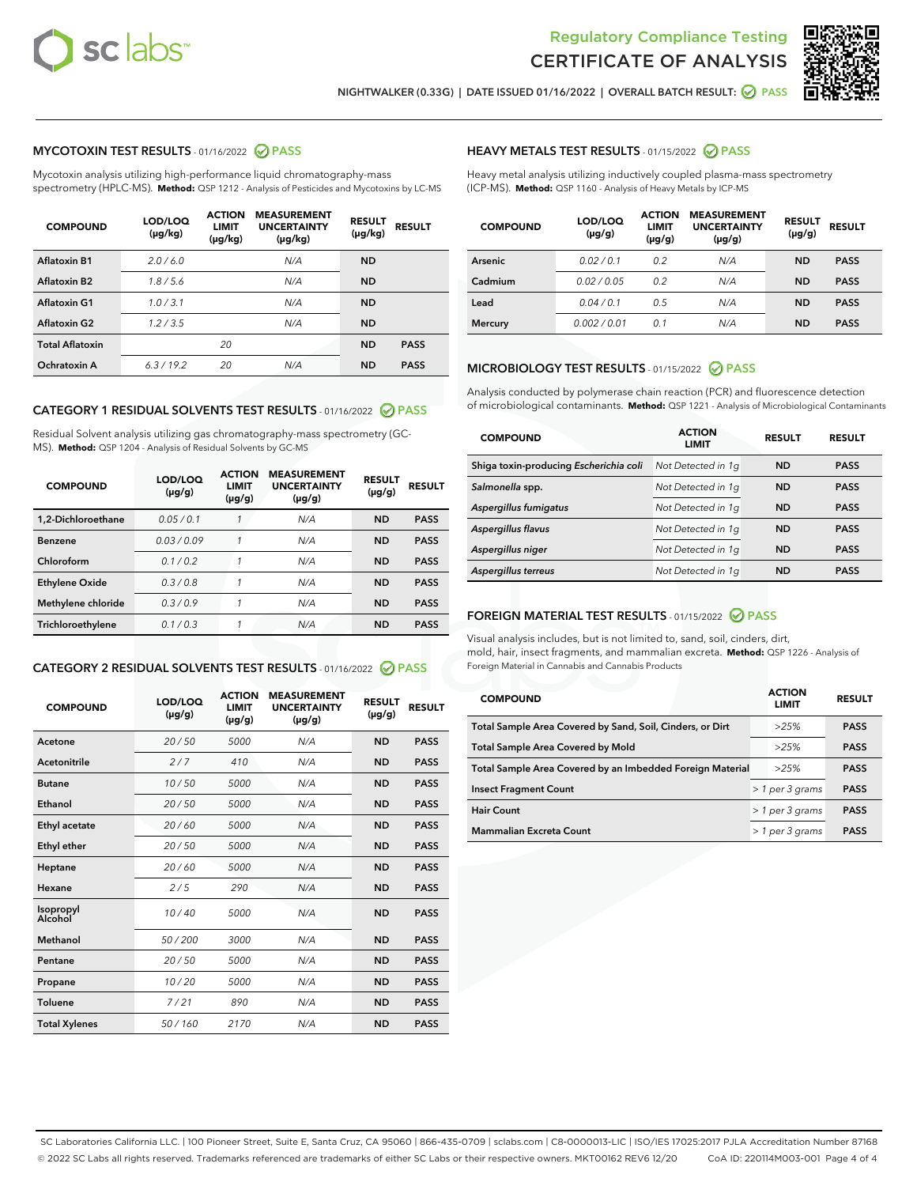Regulatory Compliance Testing
# CERTIFICATE OF ANALYSIS

NIGHTWALKER (0.33G) | DATE ISSUED 01/16/2022 | OVERALL BATCH RESULT: PASS

## MYCOTOXIN TEST RESULTS - 01/16/2022 PASS

Mycotoxin analysis utilizing high-performance liquid chromatography-mass spectrometry (HPLC-MS). **Method:** QSP 1212 - Analysis of Pesticides and Mycotoxins by LC-MS

| COMPOUND | LOD/LOQ (µg/kg) | ACTION LIMIT (µg/kg) | MEASUREMENT UNCERTAINTY (µg/kg) | RESULT (µg/kg) | RESULT |
|---|---|---|---|---|---|
| Aflatoxin B1 | 2.0 / 6.0 | | N/A | ND | |
| Aflatoxin B2 | 1.8 / 5.6 | | N/A | ND | |
| Aflatoxin G1 | 1.0 / 3.1 | | N/A | ND | |
| Aflatoxin G2 | 1.2 / 3.5 | | N/A | ND | |
| Total Aflatoxin | | 20 | | ND | PASS |
| Ochratoxin A | 6.3 / 19.2 | 20 | N/A | ND | PASS |

## CATEGORY 1 RESIDUAL SOLVENTS TEST RESULTS - 01/16/2022 PASS

Residual Solvent analysis utilizing gas chromatography-mass spectrometry (GC-MS). **Method:** QSP 1204 - Analysis of Residual Solvents by GC-MS

| COMPOUND | LOD/LOQ (µg/g) | ACTION LIMIT (µg/g) | MEASUREMENT UNCERTAINTY (µg/g) | RESULT (µg/g) | RESULT |
|---|---|---|---|---|---|
| 1,2-Dichloroethane | 0.05 / 0.1 | 1 | N/A | ND | PASS |
| Benzene | 0.03 / 0.09 | 1 | N/A | ND | PASS |
| Chloroform | 0.1 / 0.2 | 1 | N/A | ND | PASS |
| Ethylene Oxide | 0.3 / 0.8 | 1 | N/A | ND | PASS |
| Methylene chloride | 0.3 / 0.9 | 1 | N/A | ND | PASS |
| Trichloroethylene | 0.1 / 0.3 | 1 | N/A | ND | PASS |

## CATEGORY 2 RESIDUAL SOLVENTS TEST RESULTS - 01/16/2022 PASS

| COMPOUND | LOD/LOQ (µg/g) | ACTION LIMIT (µg/g) | MEASUREMENT UNCERTAINTY (µg/g) | RESULT (µg/g) | RESULT |
|---|---|---|---|---|---|
| Acetone | 20 / 50 | 5000 | N/A | ND | PASS |
| Acetonitrile | 2 / 7 | 410 | N/A | ND | PASS |
| Butane | 10 / 50 | 5000 | N/A | ND | PASS |
| Ethanol | 20 / 50 | 5000 | N/A | ND | PASS |
| Ethyl acetate | 20 / 60 | 5000 | N/A | ND | PASS |
| Ethyl ether | 20 / 50 | 5000 | N/A | ND | PASS |
| Heptane | 20 / 60 | 5000 | N/A | ND | PASS |
| Hexane | 2 / 5 | 290 | N/A | ND | PASS |
| Isopropyl Alcohol | 10 / 40 | 5000 | N/A | ND | PASS |
| Methanol | 50 / 200 | 3000 | N/A | ND | PASS |
| Pentane | 20 / 50 | 5000 | N/A | ND | PASS |
| Propane | 10 / 20 | 5000 | N/A | ND | PASS |
| Toluene | 7 / 21 | 890 | N/A | ND | PASS |
| Total Xylenes | 50 / 160 | 2170 | N/A | ND | PASS |

## HEAVY METALS TEST RESULTS - 01/15/2022 PASS

Heavy metal analysis utilizing inductively coupled plasma-mass spectrometry (ICP-MS). **Method:** QSP 1160 - Analysis of Heavy Metals by ICP-MS

| COMPOUND | LOD/LOQ (µg/g) | ACTION LIMIT (µg/g) | MEASUREMENT UNCERTAINTY (µg/g) | RESULT (µg/g) | RESULT |
|---|---|---|---|---|---|
| Arsenic | 0.02 / 0.1 | 0.2 | N/A | ND | PASS |
| Cadmium | 0.02 / 0.05 | 0.2 | N/A | ND | PASS |
| Lead | 0.04 / 0.1 | 0.5 | N/A | ND | PASS |
| Mercury | 0.002 / 0.01 | 0.1 | N/A | ND | PASS |

## MICROBIOLOGY TEST RESULTS - 01/15/2022 PASS

Analysis conducted by polymerase chain reaction (PCR) and fluorescence detection of microbiological contaminants. **Method:** QSP 1221 - Analysis of Microbiological Contaminants

| COMPOUND | ACTION LIMIT | RESULT | RESULT |
|---|---|---|---|
| Shiga toxin-producing *Escherichia coli* | Not Detected in 1g | ND | PASS |
| *Salmonella* spp. | Not Detected in 1g | ND | PASS |
| *Aspergillus fumigatus* | Not Detected in 1g | ND | PASS |
| *Aspergillus flavus* | Not Detected in 1g | ND | PASS |
| *Aspergillus niger* | Not Detected in 1g | ND | PASS |
| *Aspergillus terreus* | Not Detected in 1g | ND | PASS |

## FOREIGN MATERIAL TEST RESULTS - 01/15/2022 PASS

Visual analysis includes, but is not limited to, sand, soil, cinders, dirt, mold, hair, insect fragments, and mammalian excreta. **Method:** QSP 1226 - Analysis of Foreign Material in Cannabis and Cannabis Products

| COMPOUND | ACTION LIMIT | RESULT |
|---|---|---|
| Total Sample Area Covered by Sand, Soil, Cinders, or Dirt | >25% | PASS |
| Total Sample Area Covered by Mold | >25% | PASS |
| Total Sample Area Covered by an Imbedded Foreign Material | >25% | PASS |
| Insect Fragment Count | > 1 per 3 grams | PASS |
| Hair Count | > 1 per 3 grams | PASS |
| Mammalian Excreta Count | > 1 per 3 grams | PASS |

SC Laboratories California LLC. | 100 Pioneer Street, Suite E, Santa Cruz, CA 95060 | 866-435-0709 | sclabs.com | C8-0000013-LIC | ISO/IES 17025:2017 PJLA Accreditation Number 87168
© 2022 SC Labs all rights reserved. Trademarks referenced are trademarks of either SC Labs or their respective owners. MKT00162 REV6 12/20 CoA ID: 220114M003-001